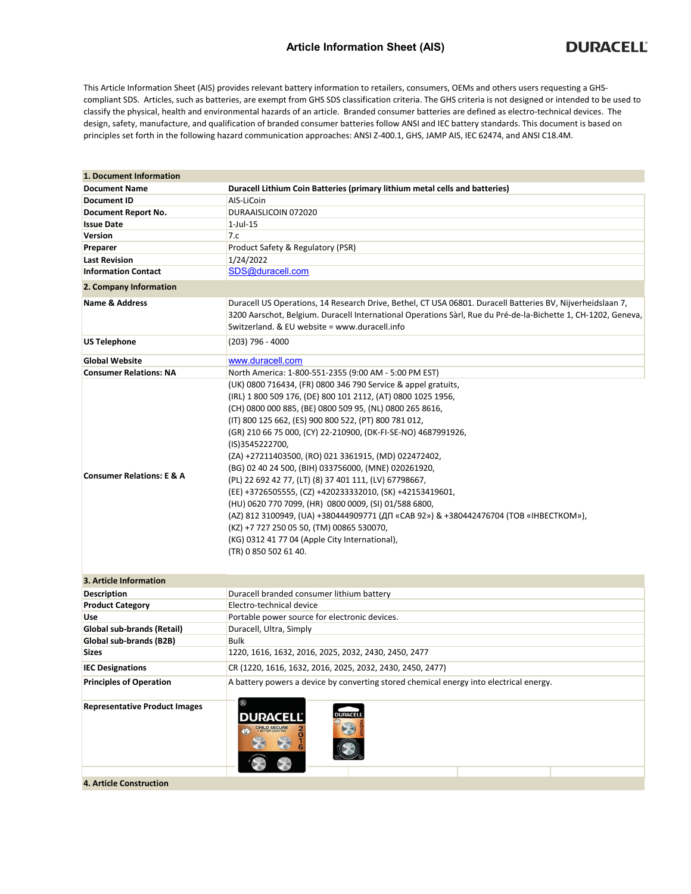# Article Information Sheet (AIS)

DURACELL

This Article Information Sheet (AIS) provides relevant battery information to retailers, consumers, OEMs and others users requesting a GHS-compliant SDS. Articles, such as batteries, are exempt from GHS SDS classification criteria. The GHS criteria is not designed or intended to be used to classify the physical, health and environmental hazards of an article. Branded consumer batteries are defined as electro-technical devices. The design, safety, manufacture, and qualification of branded consumer batteries follow ANSI and IEC battery standards. This document is based on principles set forth in the following hazard communication approaches: ANSI Z-400.1, GHS, JAMP AIS, IEC 62474, and ANSI C18.4M.

| **1. Document Information** | |
|---|---|
| **Document Name** | **Duracell Lithium Coin Batteries (primary lithium metal cells and batteries)** |
| **Document ID** | AIS-LiCoin |
| **Document Report No.** | DURAAISLICOIN 072020 |
| **Issue Date** | 1-Jul-15 |
| **Version** | 7.c |
| **Preparer** | Product Safety & Regulatory (PSR) |
| **Last Revision** | 1/24/2022 |
| **Information Contact** | SDS@duracell.com |
| **2. Company Information** | |
| **Name & Address** | Duracell US Operations, 14 Research Drive, Bethel, CT USA 06801. Duracell Batteries BV, Nijverheidslaan 7, 3200 Aarschot, Belgium. Duracell International Operations Sàrl, Rue du Pré-de-la-Bichette 1, CH-1202, Geneva, Switzerland. & EU website = www.duracell.info |
| **US Telephone** | (203) 796 - 4000 |
| **Global Website** | www.duracell.com |
| **Consumer Relations: NA** | North America: 1-800-551-2355 (9:00 AM - 5:00 PM EST) |
| **Consumer Relations: E & A** | (UK) 0800 716434, (FR) 0800 346 790 Service & appel gratuits, (IRL) 1 800 509 176, (DE) 800 101 2112, (AT) 0800 1025 1956, (CH) 0800 000 885, (BE) 0800 509 95, (NL) 0800 265 8616, (IT) 800 125 662, (ES) 900 800 522, (PT) 800 781 012, (GR) 210 66 75 000, (CY) 22-210900, (DK-FI-SE-NO) 4687991926, (IS)3545222700, (ZA) +27211403500, (RO) 021 3361915, (MD) 022472402, (BG) 02 40 24 500, (BIH) 033756000, (MNE) 020261920, (PL) 22 692 42 77, (LT) (8) 37 401 111, (LV) 67798667, (EE) +3726505555, (CZ) +420233332010, (SK) +42153419601, (HU) 0620 770 7099, (HR) 0800 0009, (SI) 01/588 6800, (AZ) 812 3100949, (UA) +380444909771 (ДП «САВ 92») & +380442476704 (ТОВ «ІНВЕСТКОМ»), (KZ) +7 727 250 05 50, (TM) 00865 530070, (KG) 0312 41 77 04 (Apple City International), (TR) 0 850 502 61 40. |
| **3. Article Information** | |
| **Description** | Duracell branded consumer lithium battery |
| **Product Category** | Electro-technical device |
| **Use** | Portable power source for electronic devices. |
| **Global sub-brands (Retail)** | Duracell, Ultra, Simply |
| **Global sub-brands (B2B)** | Bulk |
| **Sizes** | 1220, 1616, 1632, 2016, 2025, 2032, 2430, 2450, 2477 |
| **IEC Designations** | CR (1220, 1616, 1632, 2016, 2025, 2032, 2430, 2450, 2477) |
| **Principles of Operation** | A battery powers a device by converting stored chemical energy into electrical energy. |
| **Representative Product Images** | |
| **4. Article Construction** | |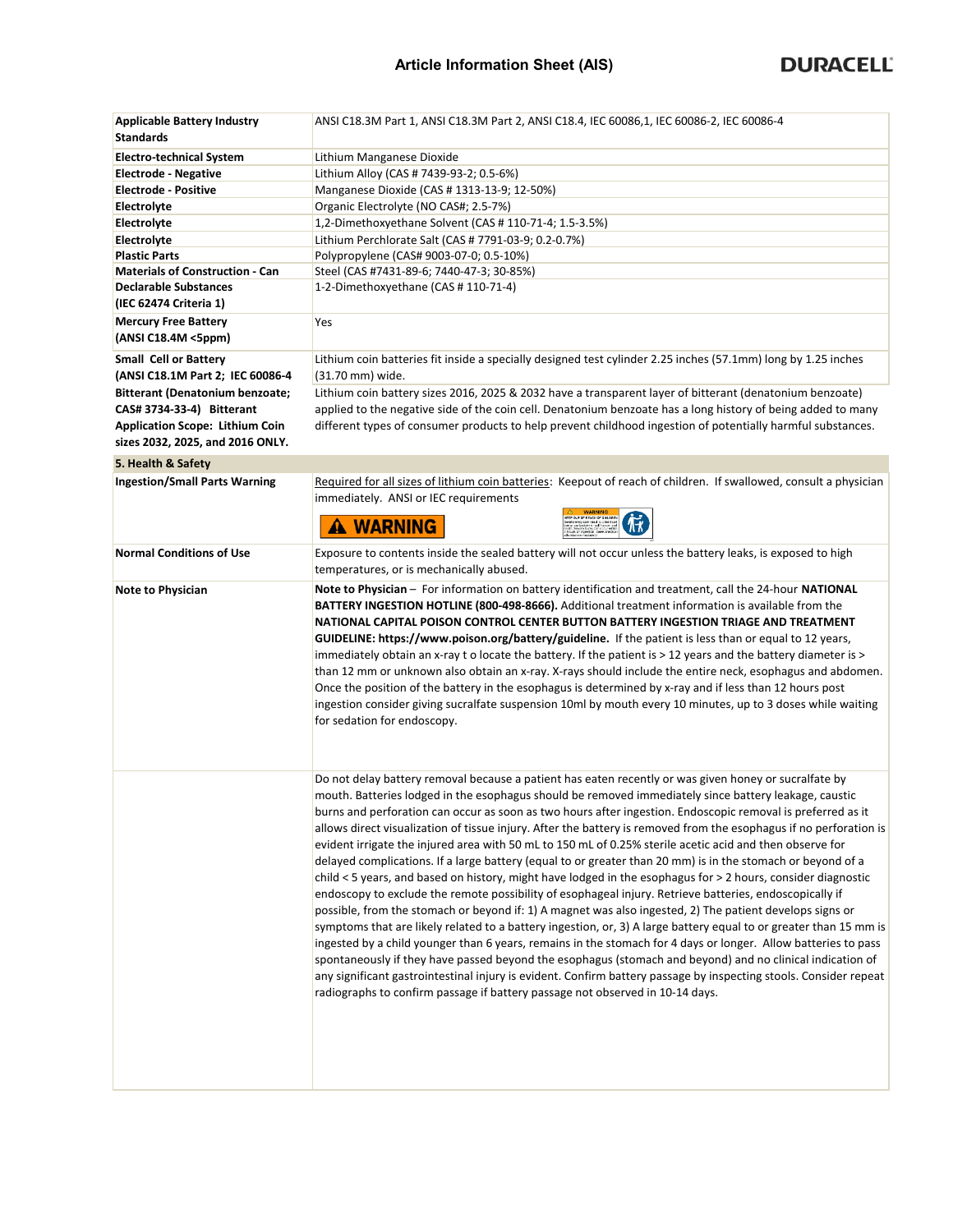| | |
|---|---|
| **Applicable Battery Industry Standards** | ANSI C18.3M Part 1, ANSI C18.3M Part 2, ANSI C18.4, IEC 60086,1, IEC 60086-2, IEC 60086-4 |
| **Electro-technical System** | Lithium Manganese Dioxide |
| **Electrode - Negative** | Lithium Alloy (CAS # 7439-93-2; 0.5-6%) |
| **Electrode - Positive** | Manganese Dioxide (CAS # 1313-13-9; 12-50%) |
| **Electrolyte** | Organic Electrolyte (NO CAS#; 2.5-7%) |
| **Electrolyte** | 1,2-Dimethoxyethane Solvent (CAS # 110-71-4; 1.5-3.5%) |
| **Electrolyte** | Lithium Perchlorate Salt (CAS # 7791-03-9; 0.2-0.7%) |
| **Plastic Parts** | Polypropylene (CAS# 9003-07-0; 0.5-10%) |
| **Materials of Construction - Can** | Steel (CAS #7431-89-6; 7440-47-3; 30-85%) |
| **Declarable Substances (IEC 62474 Criteria 1)** | 1-2-Dimethoxyethane (CAS # 110-71-4) |
| **Mercury Free Battery (ANSI C18.4M <5ppm)** | Yes |
| **Small Cell or Battery (ANSI C18.1M Part 2; IEC 60086-4** | Lithium coin batteries fit inside a specially designed test cylinder 2.25 inches (57.1mm) long by 1.25 inches (31.70 mm) wide. |
| **Bitterant (Denatonium benzoate; CAS# 3734-33-4) Bitterant Application Scope: Lithium Coin sizes 2032, 2025, and 2016 ONLY.** | Lithium coin battery sizes 2016, 2025 & 2032 have a transparent layer of bitterant (denatonium benzoate) applied to the negative side of the coin cell. Denatonium benzoate has a long history of being added to many different types of consumer products to help prevent childhood ingestion of potentially harmful substances. |

## 5. Health & Safety

| | |
|---|---|
| **Ingestion/Small Parts Warning** | Required for all sizes of lithium coin batteries: Keepout of reach of children. If swallowed, consult a physician immediately. ANSI or IEC requirements<br>⚠ WARNING |
| **Normal Conditions of Use** | Exposure to contents inside the sealed battery will not occur unless the battery leaks, is exposed to high temperatures, or is mechanically abused. |
| **Note to Physician** | **Note to Physician** – For information on battery identification and treatment, call the 24-hour **NATIONAL BATTERY INGESTION HOTLINE (800-498-8666).** Additional treatment information is available from the **NATIONAL CAPITAL POISON CONTROL CENTER BUTTON BATTERY INGESTION TRIAGE AND TREATMENT GUIDELINE: https://www.poison.org/battery/guideline.** If the patient is less than or equal to 12 years, immediately obtain an x-ray t o locate the battery. If the patient is > 12 years and the battery diameter is > than 12 mm or unknown also obtain an x-ray. X-rays should include the entire neck, esophagus and abdomen. Once the position of the battery in the esophagus is determined by x-ray and if less than 12 hours post ingestion consider giving sucralfate suspension 10ml by mouth every 10 minutes, up to 3 doses while waiting for sedation for endoscopy. |
| | Do not delay battery removal because a patient has eaten recently or was given honey or sucralfate by mouth. Batteries lodged in the esophagus should be removed immediately since battery leakage, caustic burns and perforation can occur as soon as two hours after ingestion. Endoscopic removal is preferred as it allows direct visualization of tissue injury. After the battery is removed from the esophagus if no perforation is evident irrigate the injured area with 50 mL to 150 mL of 0.25% sterile acetic acid and then observe for delayed complications. If a large battery (equal to or greater than 20 mm) is in the stomach or beyond of a child < 5 years, and based on history, might have lodged in the esophagus for > 2 hours, consider diagnostic endoscopy to exclude the remote possibility of esophageal injury. Retrieve batteries, endoscopically if possible, from the stomach or beyond if: 1) A magnet was also ingested, 2) The patient develops signs or symptoms that are likely related to a battery ingestion, or, 3) A large battery equal to or greater than 15 mm is ingested by a child younger than 6 years, remains in the stomach for 4 days or longer. Allow batteries to pass spontaneously if they have passed beyond the esophagus (stomach and beyond) and no clinical indication of any significant gastrointestinal injury is evident. Confirm battery passage by inspecting stools. Consider repeat radiographs to confirm passage if battery passage not observed in 10-14 days. |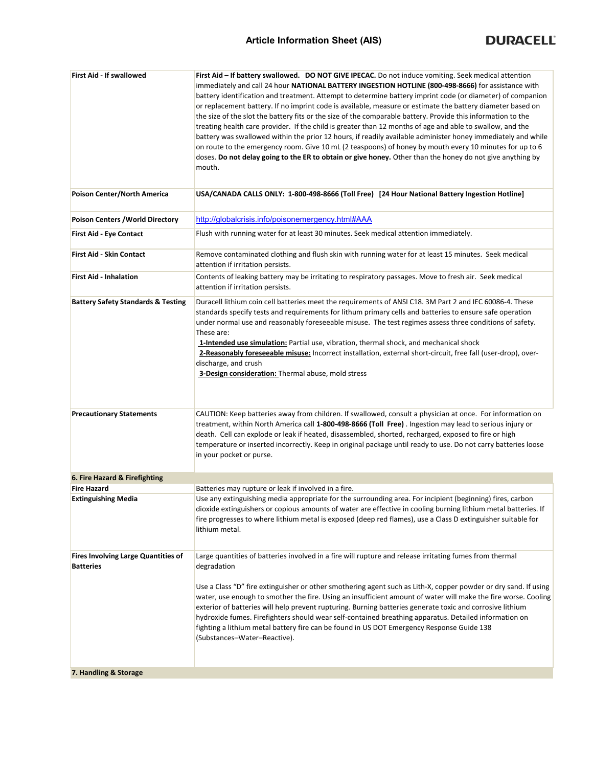| | |
|---|---|
| **First Aid - If swallowed** | **First Aid – If battery swallowed. DO NOT GIVE IPECAC.** Do not induce vomiting. Seek medical attention immediately and call 24 hour **NATIONAL BATTERY INGESTION HOTLINE (800-498-8666)** for assistance with battery identification and treatment. Attempt to determine battery imprint code (or diameter) of companion or replacement battery. If no imprint code is available, measure or estimate the battery diameter based on the size of the slot the battery fits or the size of the comparable battery. Provide this information to the treating health care provider. If the child is greater than 12 months of age and able to swallow, and the battery was swallowed within the prior 12 hours, if readily available administer honey immediately and while on route to the emergency room. Give 10 mL (2 teaspoons) of honey by mouth every 10 minutes for up to 6 doses. **Do not delay going to the ER to obtain or give honey.** Other than the honey do not give anything by mouth. |
| **Poison Center/North America** | **USA/CANADA CALLS ONLY: 1-800-498-8666 (Toll Free) [24 Hour National Battery Ingestion Hotline]** |
| **Poison Centers /World Directory** | http://globalcrisis.info/poisonemergency.html#AAA |
| **First Aid - Eye Contact** | Flush with running water for at least 30 minutes. Seek medical attention immediately. |
| **First Aid - Skin Contact** | Remove contaminated clothing and flush skin with running water for at least 15 minutes. Seek medical attention if irritation persists. |
| **First Aid - Inhalation** | Contents of leaking battery may be irritating to respiratory passages. Move to fresh air. Seek medical attention if irritation persists. |
| **Battery Safety Standards & Testing** | Duracell lithium coin cell batteries meet the requirements of ANSI C18. 3M Part 2 and IEC 60086-4. These standards specify tests and requirements for lithum primary cells and batteries to ensure safe operation under normal use and reasonably foreseeable misuse. The test regimes assess three conditions of safety. These are:<br>**1-Intended use simulation:** Partial use, vibration, thermal shock, and mechanical shock<br>**2-Reasonably foreseeable misuse:** Incorrect installation, external short-circuit, free fall (user-drop), over-discharge, and crush<br>**3-Design consideration:** Thermal abuse, mold stress |
| **Precautionary Statements** | CAUTION: Keep batteries away from children. If swallowed, consult a physician at once. For information on treatment, within North America call **1-800-498-8666 (Toll Free)** . Ingestion may lead to serious injury or death. Cell can explode or leak if heated, disassembled, shorted, recharged, exposed to fire or high temperature or inserted incorrectly. Keep in original package until ready to use. Do not carry batteries loose in your pocket or purse. |

## 6. Fire Hazard & Firefighting

| | |
|---|---|
| **Fire Hazard** | Batteries may rupture or leak if involved in a fire. |
| **Extinguishing Media** | Use any extinguishing media appropriate for the surrounding area. For incipient (beginning) fires, carbon dioxide extinguishers or copious amounts of water are effective in cooling burning lithium metal batteries. If fire progresses to where lithium metal is exposed (deep red flames), use a Class D extinguisher suitable for lithium metal. |
| **Fires Involving Large Quantities of Batteries** | Large quantities of batteries involved in a fire will rupture and release irritating fumes from thermal degradation<br><br>Use a Class "D" fire extinguisher or other smothering agent such as Lith-X, copper powder or dry sand. If using water, use enough to smother the fire. Using an insufficient amount of water will make the fire worse. Cooling exterior of batteries will help prevent rupturing. Burning batteries generate toxic and corrosive lithium hydroxide fumes. Firefighters should wear self-contained breathing apparatus. Detailed information on fighting a lithium metal battery fire can be found in US DOT Emergency Response Guide 138 (Substances–Water–Reactive). |

## 7. Handling & Storage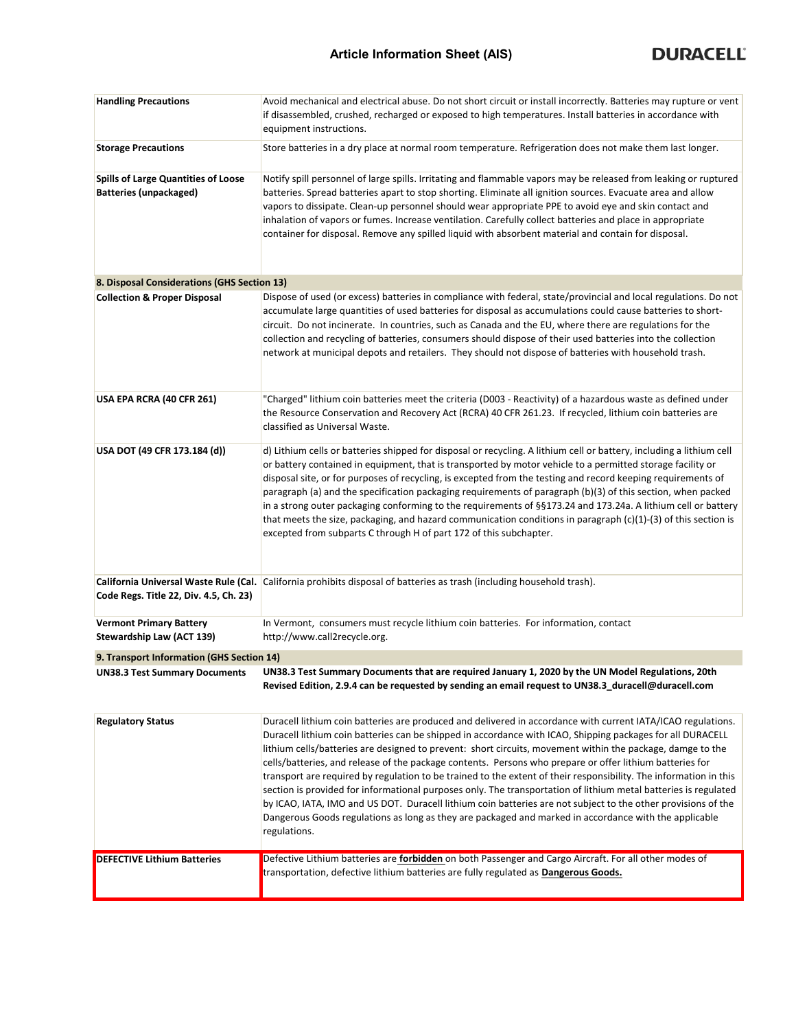| | |
|---|---|
| **Handling Precautions** | Avoid mechanical and electrical abuse. Do not short circuit or install incorrectly. Batteries may rupture or vent if disassembled, crushed, recharged or exposed to high temperatures. Install batteries in accordance with equipment instructions. |
| **Storage Precautions** | Store batteries in a dry place at normal room temperature. Refrigeration does not make them last longer. |
| **Spills of Large Quantities of Loose Batteries (unpackaged)** | Notify spill personnel of large spills. Irritating and flammable vapors may be released from leaking or ruptured batteries. Spread batteries apart to stop shorting. Eliminate all ignition sources. Evacuate area and allow vapors to dissipate. Clean-up personnel should wear appropriate PPE to avoid eye and skin contact and inhalation of vapors or fumes. Increase ventilation. Carefully collect batteries and place in appropriate container for disposal. Remove any spilled liquid with absorbent material and contain for disposal. |

## 8. Disposal Considerations (GHS Section 13)

| | |
|---|---|
| **Collection & Proper Disposal** | Dispose of used (or excess) batteries in compliance with federal, state/provincial and local regulations. Do not accumulate large quantities of used batteries for disposal as accumulations could cause batteries to short-circuit. Do not incinerate. In countries, such as Canada and the EU, where there are regulations for the collection and recycling of batteries, consumers should dispose of their used batteries into the collection network at municipal depots and retailers. They should not dispose of batteries with household trash. |
| **USA EPA RCRA (40 CFR 261)** | "Charged" lithium coin batteries meet the criteria (D003 - Reactivity) of a hazardous waste as defined under the Resource Conservation and Recovery Act (RCRA) 40 CFR 261.23. If recycled, lithium coin batteries are classified as Universal Waste. |
| **USA DOT (49 CFR 173.184 (d))** | d) Lithium cells or batteries shipped for disposal or recycling. A lithium cell or battery, including a lithium cell or battery contained in equipment, that is transported by motor vehicle to a permitted storage facility or disposal site, or for purposes of recycling, is excepted from the testing and record keeping requirements of paragraph (a) and the specification packaging requirements of paragraph (b)(3) of this section, when packed in a strong outer packaging conforming to the requirements of §§173.24 and 173.24a. A lithium cell or battery that meets the size, packaging, and hazard communication conditions in paragraph (c)(1)-(3) of this section is excepted from subparts C through H of part 172 of this subchapter. |
| **California Universal Waste Rule (Cal. Code Regs. Title 22, Div. 4.5, Ch. 23)** | California prohibits disposal of batteries as trash (including household trash). |
| **Vermont Primary Battery Stewardship Law (ACT 139)** | In Vermont, consumers must recycle lithium coin batteries. For information, contact http://www.call2recycle.org. |

## 9. Transport Information (GHS Section 14)

| | |
|---|---|
| **UN38.3 Test Summary Documents** | **UN38.3 Test Summary Documents that are required January 1, 2020 by the UN Model Regulations, 20th Revised Edition, 2.9.4 can be requested by sending an email request to UN38.3_duracell@duracell.com** |
| **Regulatory Status** | Duracell lithium coin batteries are produced and delivered in accordance with current IATA/ICAO regulations. Duracell lithium coin batteries can be shipped in accordance with ICAO, Shipping packages for all DURACELL lithium cells/batteries are designed to prevent: short circuits, movement within the package, damge to the cells/batteries, and release of the package contents. Persons who prepare or offer lithium batteries for transport are required by regulation to be trained to the extent of their responsibility. The information in this section is provided for informational purposes only. The transportation of lithium metal batteries is regulated by ICAO, IATA, IMO and US DOT. Duracell lithium coin batteries are not subject to the other provisions of the Dangerous Goods regulations as long as they are packaged and marked in accordance with the applicable regulations. |
| **DEFECTIVE Lithium Batteries** | Defective Lithium batteries are **forbidden** on both Passenger and Cargo Aircraft. For all other modes of transportation, defective lithium batteries are fully regulated as **Dangerous Goods.** |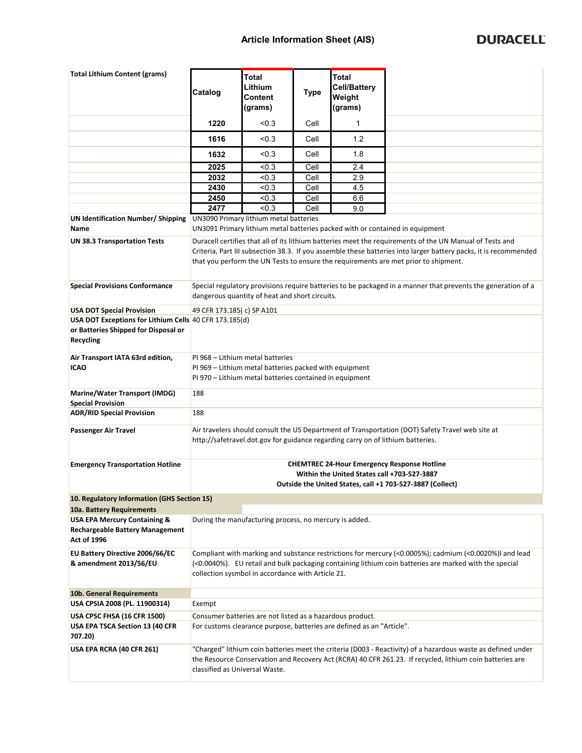## Article Information Sheet (AIS)

**Total Lithium Content (grams)**

| Catalog | Total Lithium Content (grams) | Type | Total Cell/Battery Weight (grams) |
|---|---|---|---|
| 1220 | <0.3 | Cell | 1 |
| 1616 | <0.3 | Cell | 1.2 |
| 1632 | <0.3 | Cell | 1.8 |
| 2025 | <0.3 | Cell | 2.4 |
| 2032 | <0.3 | Cell | 2.9 |
| 2430 | <0.3 | Cell | 4.5 |
| 2450 | <0.3 | Cell | 6.6 |
| 2477 | <0.3 | Cell | 9.0 |

| | |
|---|---|
| **UN Identification Number/ Shipping Name** | UN3090 Primary lithium metal batteries<br>UN3091 Primary lithium metal batteries packed with or contained in equipment |
| **UN 38.3 Transportation Tests** | Duracell certifies that all of its lithium batteries meet the requirements of the UN Manual of Tests and Criteria, Part III subsection 38.3. If you assemble these batteries into larger battery packs, it is recommended that you perform the UN Tests to ensure the requirements are met prior to shipment. |
| **Special Provisions Conformance** | Special regulatory provisions require batteries to be packaged in a manner that prevents the generation of a dangerous quantity of heat and short circuits. |
| **USA DOT Special Provision** | 49 CFR 173.185( c) SP A101 |
| **USA DOT Exceptions for Lithium Cells or Batteries Shipped for Disposal or Recycling** | 40 CFR 173.185(d) |
| **Air Transport IATA 63rd edition, ICAO** | PI 968 – Lithium metal batteries<br>PI 969 – Lithium metal batteries packed with equipment<br>PI 970 – Lithium metal batteries contained in equipment |
| **Marine/Water Transport (IMDG) Special Provision** | 188 |
| **ADR/RID Special Provision** | 188 |
| **Passenger Air Travel** | Air travelers should consult the US Department of Transportation (DOT) Safety Travel web site at http://safetravel.dot.gov for guidance regarding carry on of lithium batteries. |
| **Emergency Transportation Hotline** | **CHEMTREC 24-Hour Emergency Response Hotline**<br>**Within the United States call +703-527-3887**<br>**Outside the United States, call +1 703-527-3887 (Collect)** |

### 10. Regulatory Information (GHS Section 15)

**10a. Battery Requirements**

| | |
|---|---|
| **USA EPA Mercury Containing & Rechargeable Battery Management Act of 1996** | During the manufacturing process, no mercury is added. |
| **EU Battery Directive 2006/66/EC & amendment 2013/56/EU** | Compliant with marking and substance restrictions for mercury (<0.0005%); cadmium (<0.0020%)l and lead (<0.0040%). EU retail and bulk packaging containing lithium coin batteries are marked with the special collection sysmbol in accordance with Article 21. |

**10b. General Requirements**

| | |
|---|---|
| **USA CPSIA 2008 (PL. 11900314)** | Exempt |
| **USA CPSC FHSA (16 CFR 1500)** | Consumer batteries are not listed as a hazardous product. |
| **USA EPA TSCA Section 13 (40 CFR 707.20)** | For customs clearance purpose, batteries are defined as an "Article". |
| **USA EPA RCRA (40 CFR 261)** | "Charged" lithium coin batteries meet the criteria (D003 - Reactivity) of a hazardous waste as defined under the Resource Conservation and Recovery Act (RCRA) 40 CFR 261.23. If recycled, lithium coin batteries are classified as Universal Waste. |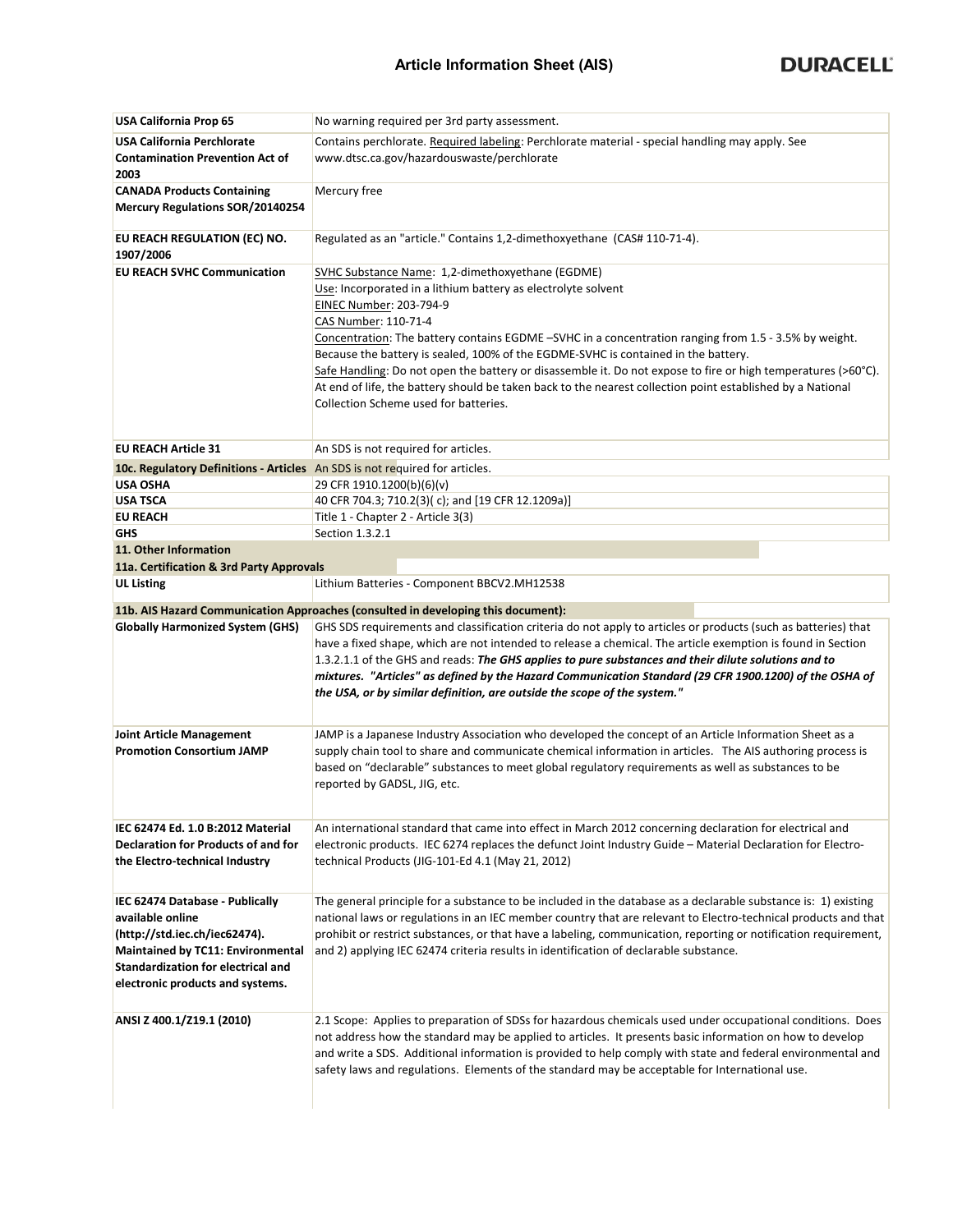| | |
|---|---|
| **USA California Prop 65** | No warning required per 3rd party assessment. |
| **USA California Perchlorate Contamination Prevention Act of 2003** | Contains perchlorate. Required labeling: Perchlorate material - special handling may apply. See www.dtsc.ca.gov/hazardouswaste/perchlorate |
| **CANADA Products Containing Mercury Regulations SOR/20140254** | Mercury free |
| **EU REACH REGULATION (EC) NO. 1907/2006** | Regulated as an "article." Contains 1,2-dimethoxyethane (CAS# 110-71-4). |
| **EU REACH SVHC Communication** | SVHC Substance Name: 1,2-dimethoxyethane (EGDME)<br>Use: Incorporated in a lithium battery as electrolyte solvent<br>EINEC Number: 203-794-9<br>CAS Number: 110-71-4<br>Concentration: The battery contains EGDME –SVHC in a concentration ranging from 1.5 - 3.5% by weight. Because the battery is sealed, 100% of the EGDME-SVHC is contained in the battery.<br>Safe Handling: Do not open the battery or disassemble it. Do not expose to fire or high temperatures (>60°C). At end of life, the battery should be taken back to the nearest collection point established by a National Collection Scheme used for batteries. |
| **EU REACH Article 31** | An SDS is not required for articles. |
| **10c. Regulatory Definitions - Articles** | An SDS is not required for articles. |
| **USA OSHA** | 29 CFR 1910.1200(b)(6)(v) |
| **USA TSCA** | 40 CFR 704.3; 710.2(3)( c); and [19 CFR 12.1209a)] |
| **EU REACH** | Title 1 - Chapter 2 - Article 3(3) |
| **GHS** | Section 1.3.2.1 |

## 11. Other Information

### 11a. Certification & 3rd Party Approvals

| | |
|---|---|
| **UL Listing** | Lithium Batteries - Component BBCV2.MH12538 |

### 11b. AIS Hazard Communication Approaches (consulted in developing this document):

| | |
|---|---|
| **Globally Harmonized System (GHS)** | GHS SDS requirements and classification criteria do not apply to articles or products (such as batteries) that have a fixed shape, which are not intended to release a chemical. The article exemption is found in Section 1.3.2.1.1 of the GHS and reads: ***The GHS applies to pure substances and their dilute solutions and to mixtures. "Articles" as defined by the Hazard Communication Standard (29 CFR 1900.1200) of the OSHA of the USA, or by similar definition, are outside the scope of the system."*** |
| **Joint Article Management Promotion Consortium JAMP** | JAMP is a Japanese Industry Association who developed the concept of an Article Information Sheet as a supply chain tool to share and communicate chemical information in articles. The AIS authoring process is based on "declarable" substances to meet global regulatory requirements as well as substances to be reported by GADSL, JIG, etc. |
| **IEC 62474 Ed. 1.0 B:2012 Material Declaration for Products of and for the Electro-technical Industry** | An international standard that came into effect in March 2012 concerning declaration for electrical and electronic products. IEC 6274 replaces the defunct Joint Industry Guide – Material Declaration for Electro-technical Products (JIG-101-Ed 4.1 (May 21, 2012) |
| **IEC 62474 Database - Publically available online (http://std.iec.ch/iec62474). Maintained by TC11: Environmental Standardization for electrical and electronic products and systems.** | The general principle for a substance to be included in the database as a declarable substance is: 1) existing national laws or regulations in an IEC member country that are relevant to Electro-technical products and that prohibit or restrict substances, or that have a labeling, communication, reporting or notification requirement, and 2) applying IEC 62474 criteria results in identification of declarable substance. |
| **ANSI Z 400.1/Z19.1 (2010)** | 2.1 Scope: Applies to preparation of SDSs for hazardous chemicals used under occupational conditions. Does not address how the standard may be applied to articles. It presents basic information on how to develop and write a SDS. Additional information is provided to help comply with state and federal environmental and safety laws and regulations. Elements of the standard may be acceptable for International use. |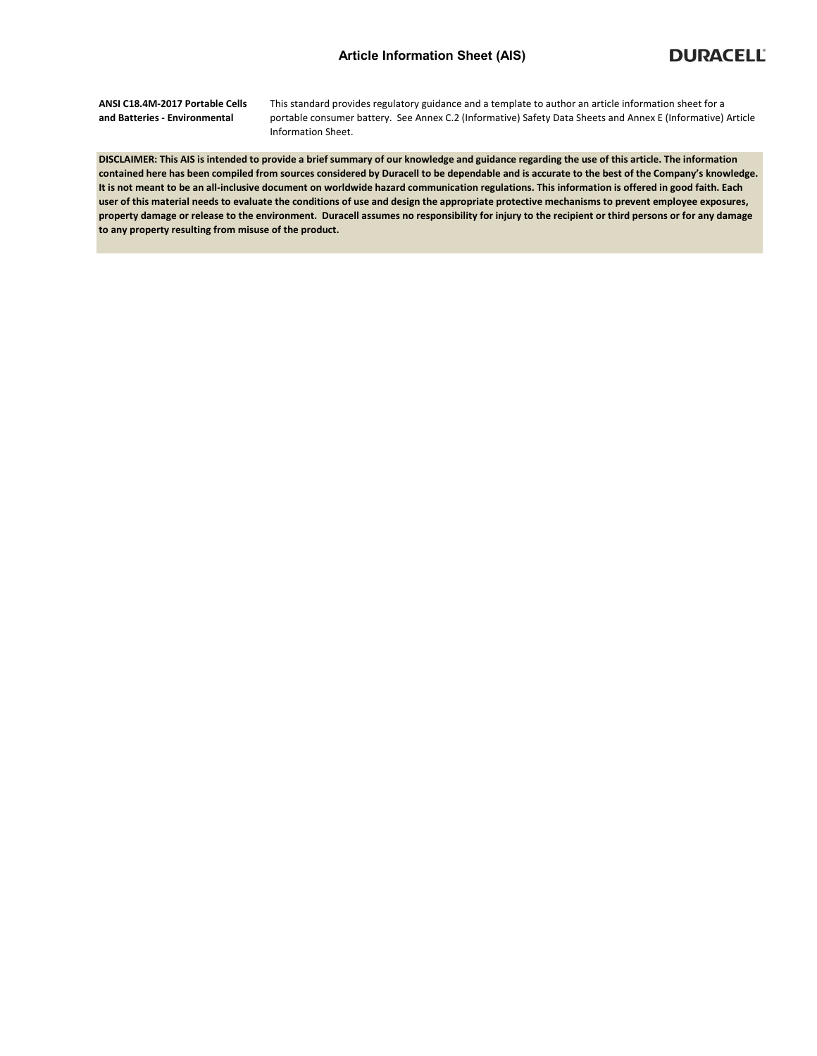| | |
|---|---|
| **ANSI C18.4M-2017 Portable Cells and Batteries - Environmental** | This standard provides regulatory guidance and a template to author an article information sheet for a portable consumer battery. See Annex C.2 (Informative) Safety Data Sheets and Annex E (Informative) Article Information Sheet. |

**DISCLAIMER: This AIS is intended to provide a brief summary of our knowledge and guidance regarding the use of this article. The information contained here has been compiled from sources considered by Duracell to be dependable and is accurate to the best of the Company's knowledge. It is not meant to be an all-inclusive document on worldwide hazard communication regulations. This information is offered in good faith. Each user of this material needs to evaluate the conditions of use and design the appropriate protective mechanisms to prevent employee exposures, property damage or release to the environment. Duracell assumes no responsibility for injury to the recipient or third persons or for any damage to any property resulting from misuse of the product.**